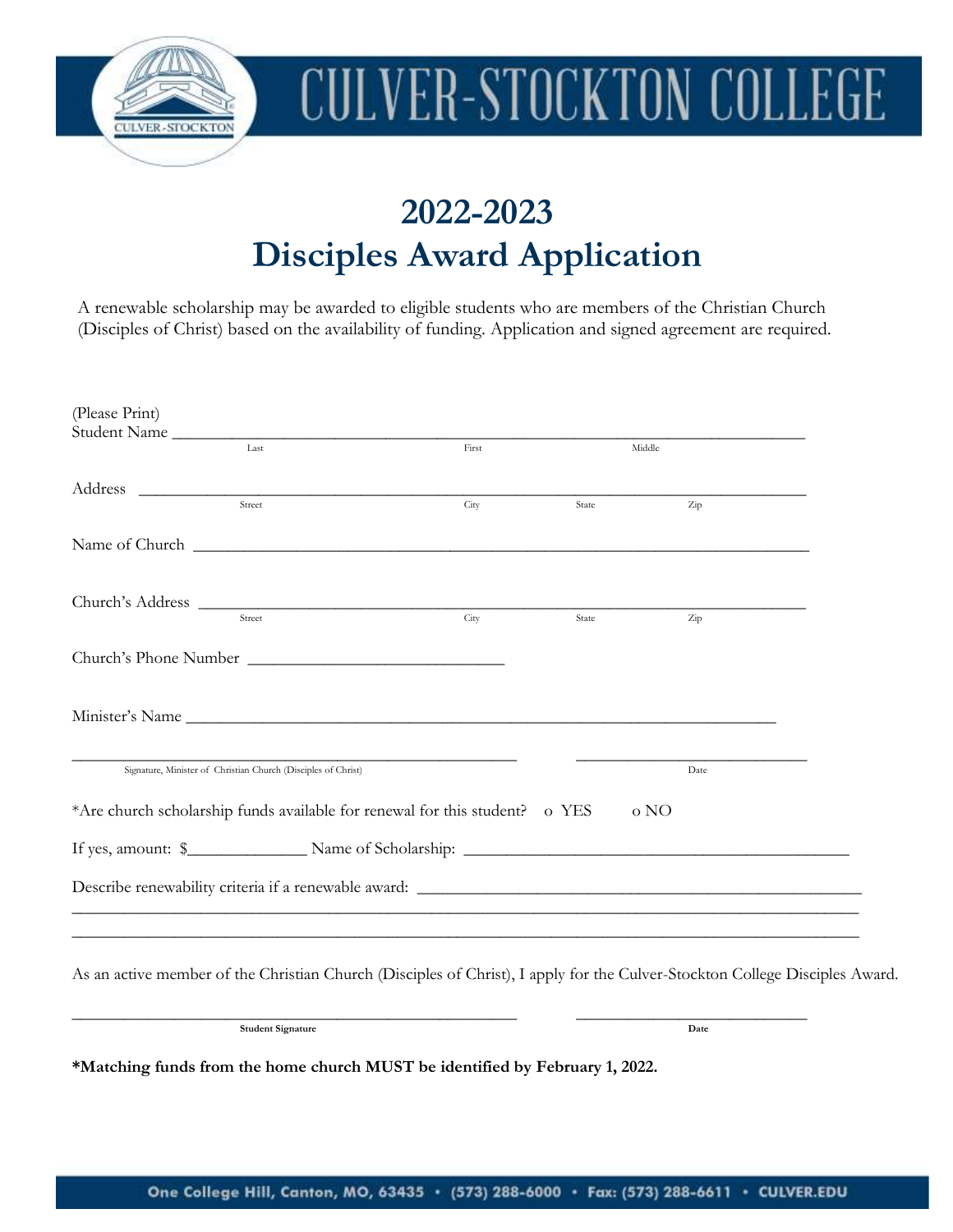# CULVER-STOCKTON COLLEGE

# 2022-2023
# Disciples Award Application

A renewable scholarship may be awarded to eligible students who are members of the Christian Church (Disciples of Christ) based on the availability of funding. Application and signed agreement are required.

(Please Print)
Student Name ______________________________________________________________________________
Last First Middle

Address ___________________________________________________________________________________
Street City State Zip

Name of Church ____________________________________________________________________________

Church's Address ___________________________________________________________________________
Street City State Zip

Church's Phone Number ______________________________

Minister's Name _____________________________________________________________________

_____________________________________________________ ___________________________
Signature, Minister of Christian Church (Disciples of Christ) Date

*Are church scholarship funds available for renewal for this student? o YES o NO

If yes, amount: $______________ Name of Scholarship: _____________________________________________

Describe renewability criteria if a renewable award: ____________________________________________________
______________________________________________________________________________________________
______________________________________________________________________________________________

As an active member of the Christian Church (Disciples of Christ), I apply for the Culver-Stockton College Disciples Award.

_____________________________________________________ ___________________________
**Student Signature** **Date**

**\*Matching funds from the home church MUST be identified by February 1, 2022.**

One College Hill, Canton, MO, 63435 • (573) 288-6000 • Fax: (573) 288-6611 • CULVER.EDU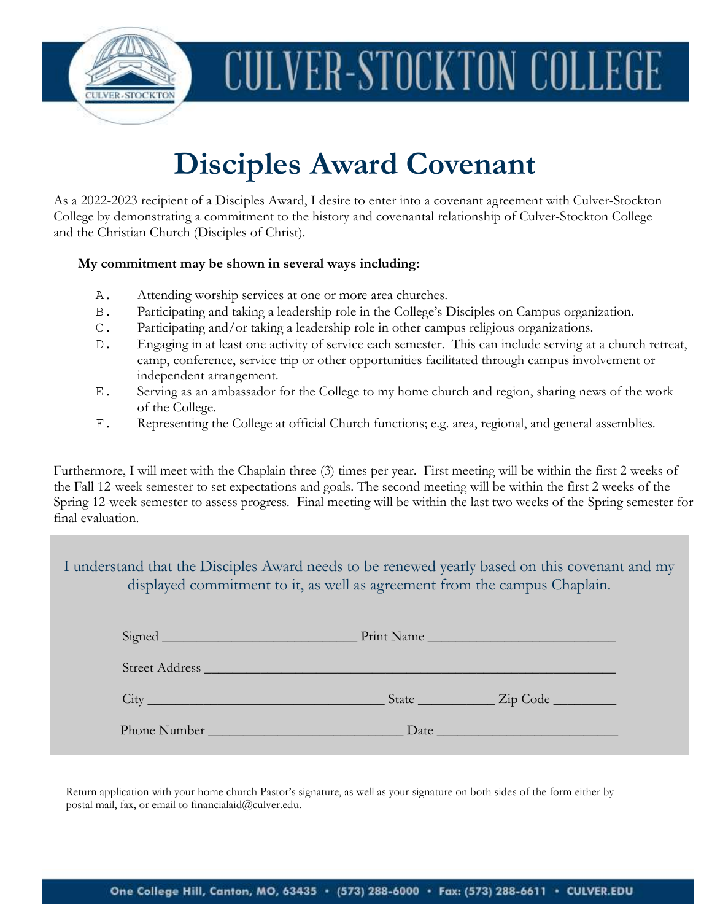# CULVER-STOCKTON COLLEGE

# Disciples Award Covenant

As a 2022-2023 recipient of a Disciples Award, I desire to enter into a covenant agreement with Culver-Stockton College by demonstrating a commitment to the history and covenantal relationship of Culver-Stockton College and the Christian Church (Disciples of Christ).

**My commitment may be shown in several ways including:**

A. Attending worship services at one or more area churches.
B. Participating and taking a leadership role in the College's Disciples on Campus organization.
C. Participating and/or taking a leadership role in other campus religious organizations.
D. Engaging in at least one activity of service each semester. This can include serving at a church retreat, camp, conference, service trip or other opportunities facilitated through campus involvement or independent arrangement.
E. Serving as an ambassador for the College to my home church and region, sharing news of the work of the College.
F. Representing the College at official Church functions; e.g. area, regional, and general assemblies.

Furthermore, I will meet with the Chaplain three (3) times per year. First meeting will be within the first 2 weeks of the Fall 12-week semester to set expectations and goals. The second meeting will be within the first 2 weeks of the Spring 12-week semester to assess progress. Final meeting will be within the last two weeks of the Spring semester for final evaluation.

I understand that the Disciples Award needs to be renewed yearly based on this covenant and my displayed commitment to it, as well as agreement from the campus Chaplain.

Signed ____________________________ Print Name ___________________________

Street Address ____________________________________________________________

City __________________________________ State ___________ Zip Code _________

Phone Number ____________________________ Date __________________________

Return application with your home church Pastor's signature, as well as your signature on both sides of the form either by postal mail, fax, or email to financialaid@culver.edu.

One College Hill, Canton, MO, 63435 • (573) 288-6000 • Fax: (573) 288-6611 • CULVER.EDU